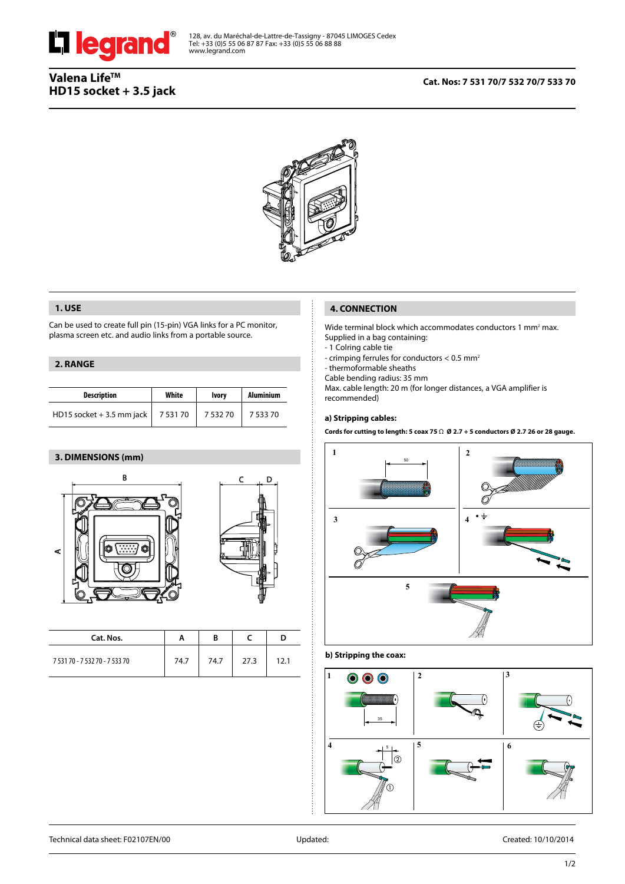128, av. du Maréchal-de-Lattre-de-Tassigny - 87045 LIMOGES Cedex
Tel: +33 (0)5 55 06 87 87 Fax: +33 (0)5 55 06 88 88
www.legrand.com

# Valena Life™ HD15 socket + 3.5 jack

**Cat. Nos: 7 531 70/7 532 70/7 533 70**

## 1. USE

Can be used to create full pin (15-pin) VGA links for a PC monitor, plasma screen etc. and audio links from a portable source.

## 2. RANGE

| Description | White | Ivory | Aluminium |
|---|---|---|---|
| HD15 socket + 3.5 mm jack | 7 531 70 | 7 532 70 | 7 533 70 |

## 3. DIMENSIONS (mm)

| Cat. Nos. | A | B | C | D |
|---|---|---|---|---|
| 7 531 70 - 7 532 70 - 7 533 70 | 74.7 | 74.7 | 27.3 | 12.1 |

## 4. CONNECTION

Wide terminal block which accommodates conductors 1 mm² max.
Supplied in a bag containing:
- 1 Colring cable tie
- crimping ferrules for conductors < 0.5 mm²
- thermoformable sheaths

Cable bending radius: 35 mm
Max. cable length: 20 m (for longer distances, a VGA amplifier is recommended)

### a) Stripping cables:

**Cords for cutting to length: 5 coax 75 Ω Ø 2.7 + 5 conductors Ø 2.7 26 or 28 gauge.**

### b) Stripping the coax:

Technical data sheet: F02107EN/00 Updated: Created: 10/10/2014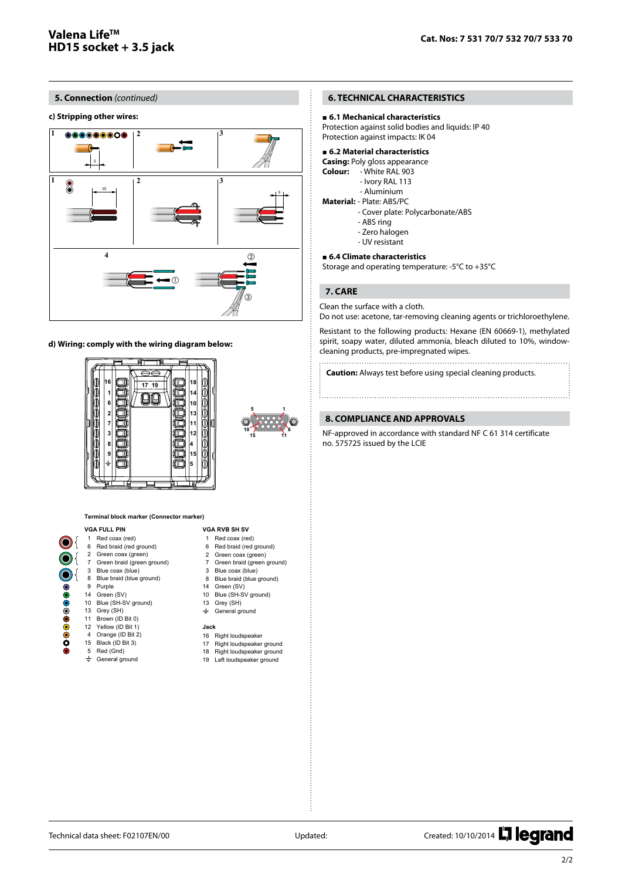## 5. Connection *(continued)*

**c) Stripping other wires:**

1 2 3

5

1 2 3

35

5

4

①

②

③

**d) Wiring: comply with the wiring diagram below:**

16 1 6 2 7 3 8 9 ⏚

17 19

18 14 10 13 11 12 4 15 5

5 1 10 6 15 11

**Terminal block marker (Connector marker)**

| VGA FULL PIN | | VGA RVB SH SV | |
|---|---|---|---|
| 1 | Red coax (red) | 1 | Red coax (red) |
| 6 | Red braid (red ground) | 6 | Red braid (red ground) |
| 2 | Green coax (green) | 2 | Green coax (green) |
| 7 | Green braid (green ground) | 7 | Green braid (green ground) |
| 3 | Blue coax (blue) | 3 | Blue coax (blue) |
| 8 | Blue braid (blue ground) | 8 | Blue braid (blue ground) |
| 9 | Purple | 14 | Green (SV) |
| 14 | Green (SV) | 10 | Blue (SH-SV ground) |
| 10 | Blue (SH-SV ground) | 13 | Grey (SH) |
| 13 | Grey (SH) | ⏚ | General ground |
| 11 | Brown (ID Bit 0) | | |
| 12 | Yellow (ID Bit 1) | **Jack** | |
| 4 | Orange (ID Bit 2) | 16 | Right loudspeaker |
| 15 | Black (ID Bit 3) | 17 | Right loudspeaker ground |
| 5 | Red (Gnd) | 18 | Right loudspeaker ground |
| ⏚ | General ground | 19 | Left loudspeaker ground |

## 6. TECHNICAL CHARACTERISTICS

**■ 6.1 Mechanical characteristics**

Protection against solid bodies and liquids: IP 40
Protection against impacts: IK 04

**■ 6.2 Material characteristics**

**Casing:** Poly gloss appearance
**Colour:**
- White RAL 903
- Ivory RAL 113
- Aluminium

**Material:**
- Plate: ABS/PC
- Cover plate: Polycarbonate/ABS
- ABS ring
- Zero halogen
- UV resistant

**■ 6.4 Climate characteristics**

Storage and operating temperature: -5°C to +35°C

## 7. CARE

Clean the surface with a cloth.
Do not use: acetone, tar-removing cleaning agents or trichloroethylene.

Resistant to the following products: Hexane (EN 60669-1), methylated spirit, soapy water, diluted ammonia, bleach diluted to 10%, window-cleaning products, pre-impregnated wipes.

**Caution:** Always test before using special cleaning products.

## 8. COMPLIANCE AND APPROVALS

NF-approved in accordance with standard NF C 61 314 certificate no. 575725 issued by the LCIE